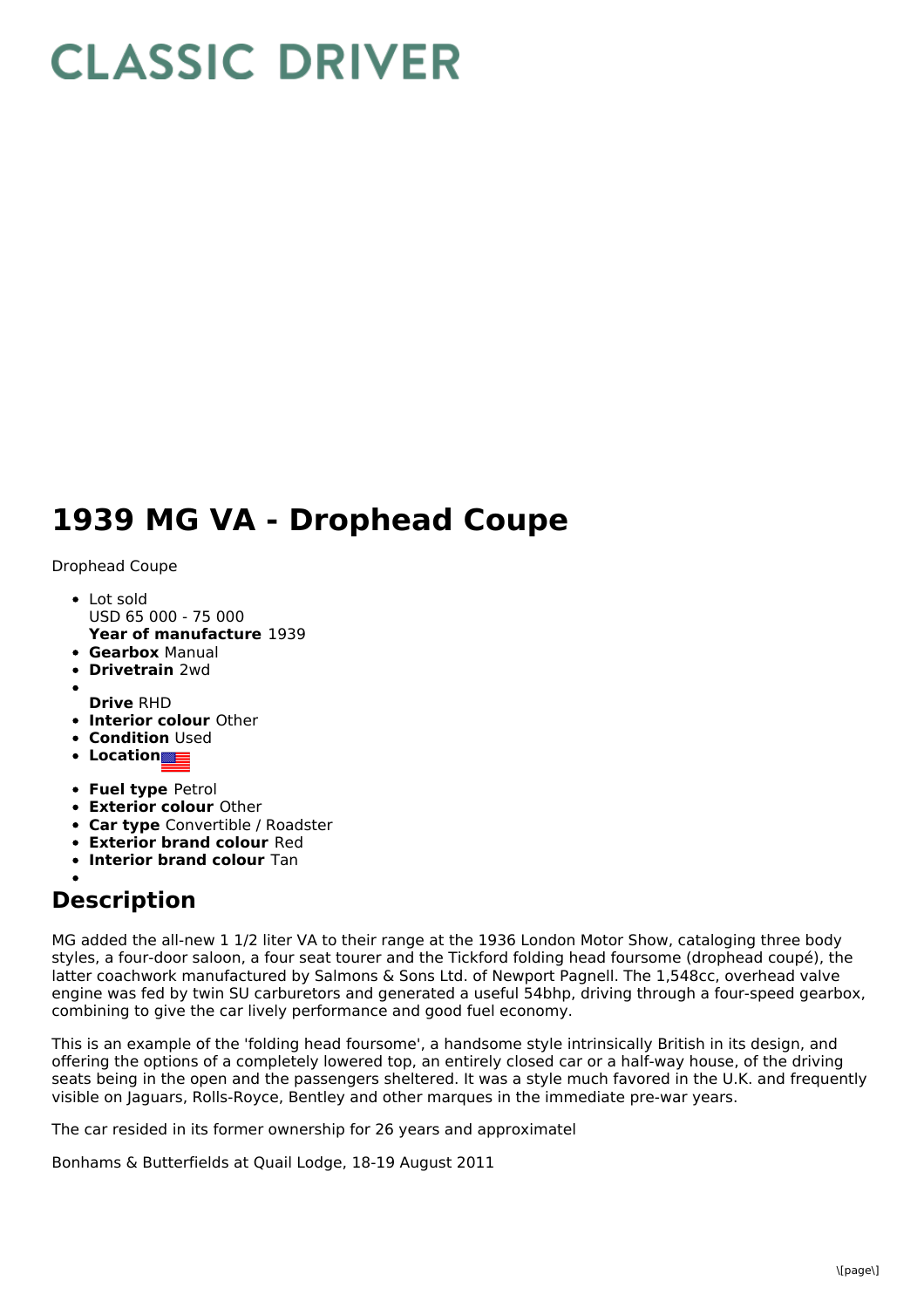# CLASSIC DRIVER

# 1939 MG VA - Drophead Coupe

Drophead Coupe

- Lot sold
  USD 65 000 - 75 000
  **Year of manufacture** 1939
- **Gearbox** Manual
- **Drivetrain** 2wd
- **Drive** RHD
- **Interior colour** Other
- **Condition** Used
- **Location**
- **Fuel type** Petrol
- **Exterior colour** Other
- **Car type** Convertible / Roadster
- **Exterior brand colour** Red
- **Interior brand colour** Tan

## Description

MG added the all-new 1 1/2 liter VA to their range at the 1936 London Motor Show, cataloging three body styles, a four-door saloon, a four seat tourer and the Tickford folding head foursome (drophead coupé), the latter coachwork manufactured by Salmons & Sons Ltd. of Newport Pagnell. The 1,548cc, overhead valve engine was fed by twin SU carburetors and generated a useful 54bhp, driving through a four-speed gearbox, combining to give the car lively performance and good fuel economy.

This is an example of the 'folding head foursome', a handsome style intrinsically British in its design, and offering the options of a completely lowered top, an entirely closed car or a half-way house, of the driving seats being in the open and the passengers sheltered. It was a style much favored in the U.K. and frequently visible on Jaguars, Rolls-Royce, Bentley and other marques in the immediate pre-war years.

The car resided in its former ownership for 26 years and approximatel

Bonhams & Butterfields at Quail Lodge, 18-19 August 2011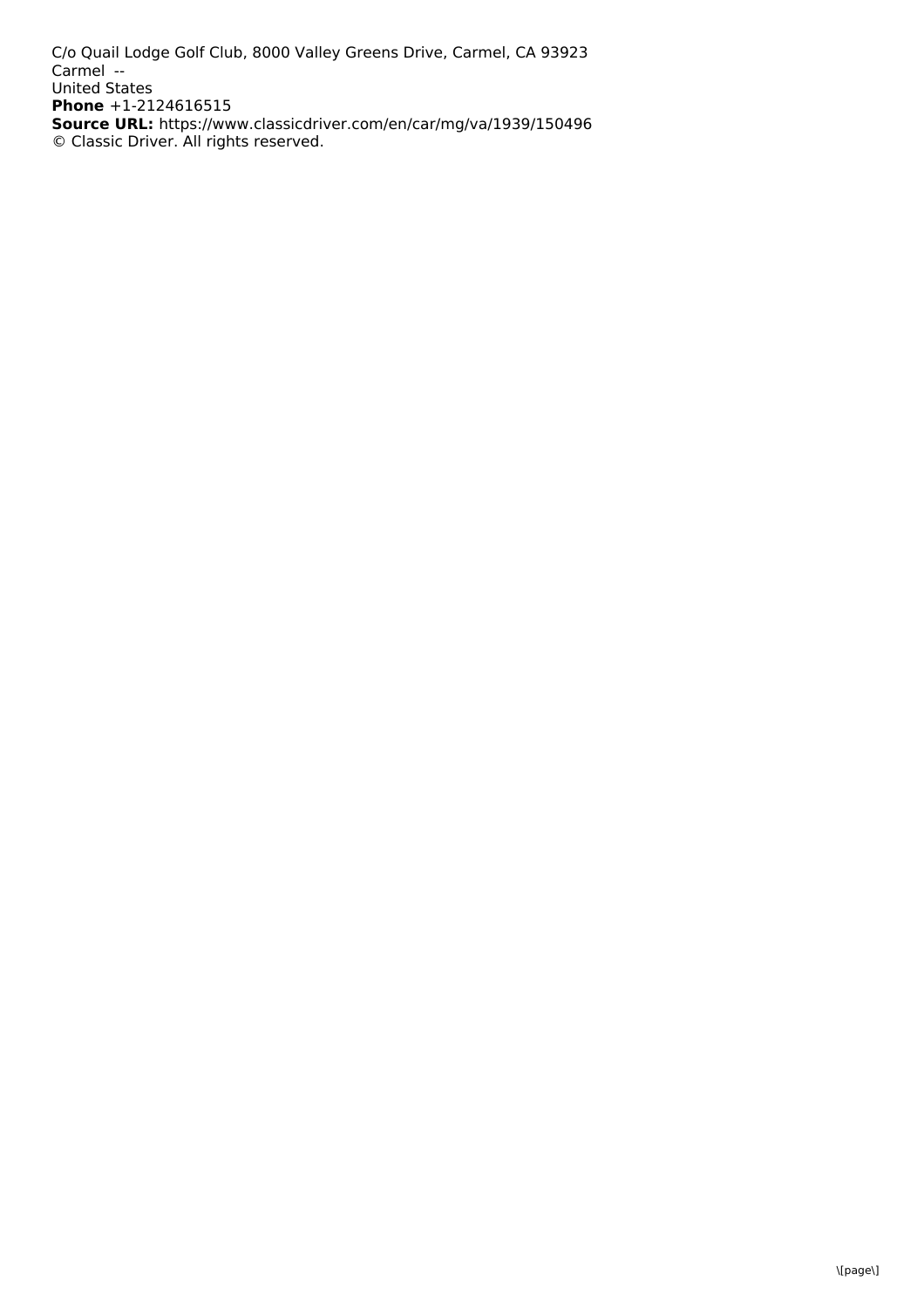C/o Quail Lodge Golf Club, 8000 Valley Greens Drive, Carmel, CA 93923
Carmel --
United States
**Phone** +1-2124616515
**Source URL:** https://www.classicdriver.com/en/car/mg/va/1939/150496
© Classic Driver. All rights reserved.